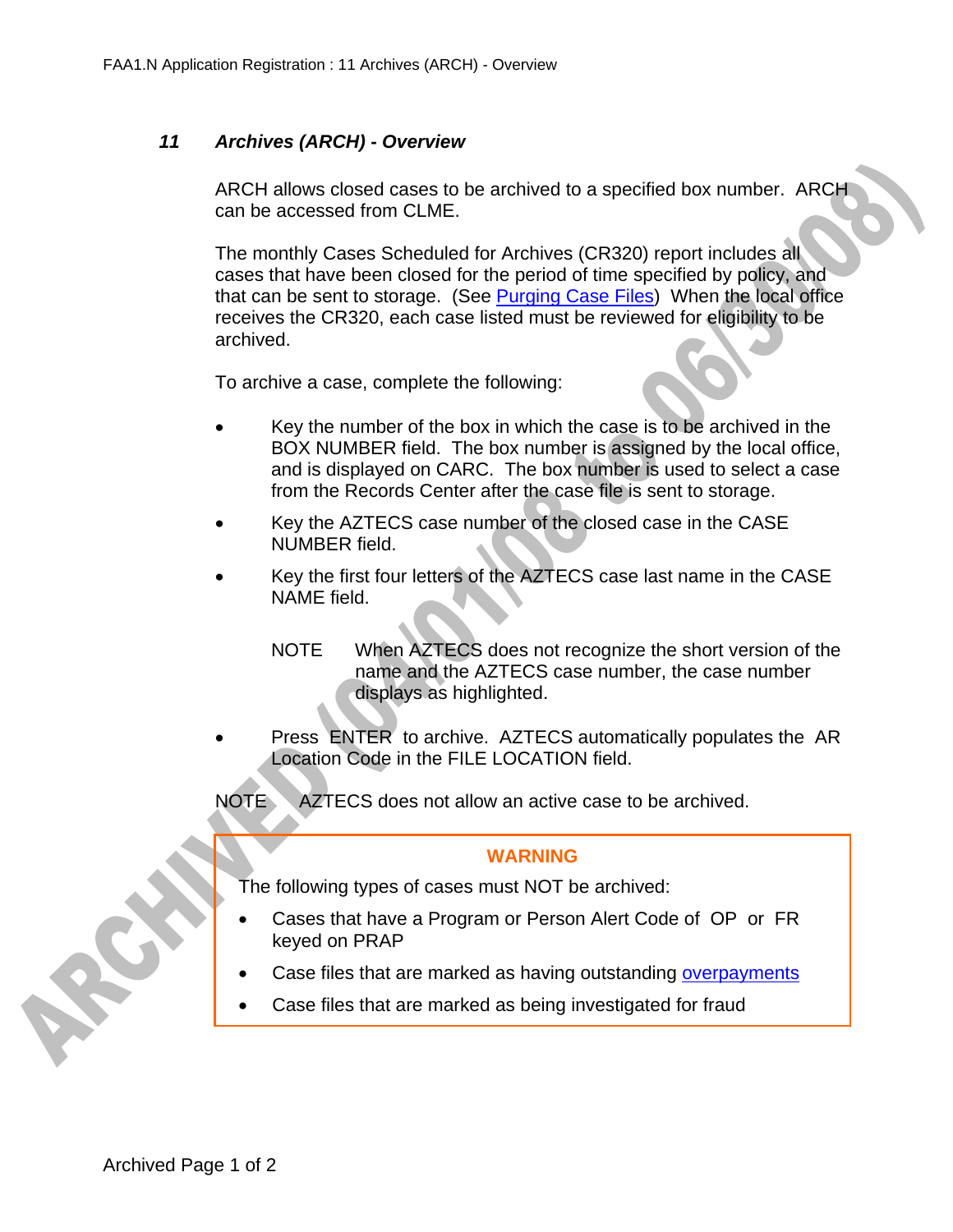## 11 Archives (ARCH) - Overview

ARCH allows closed cases to be archived to a specified box number. ARCH can be accessed from CLME.

The monthly Cases Scheduled for Archives (CR320) report includes all cases that have been closed for the period of time specified by policy, and that can be sent to storage. (See Purging Case Files) When the local office receives the CR320, each case listed must be reviewed for eligibility to be archived.

To archive a case, complete the following:

- Key the number of the box in which the case is to be archived in the BOX NUMBER field. The box number is assigned by the local office, and is displayed on CARC. The box number is used to select a case from the Records Center after the case file is sent to storage.
- Key the AZTECS case number of the closed case in the CASE NUMBER field.
- Key the first four letters of the AZTECS case last name in the CASE NAME field.

  NOTE When AZTECS does not recognize the short version of the name and the AZTECS case number, the case number displays as highlighted.

- Press ENTER to archive. AZTECS automatically populates the AR Location Code in the FILE LOCATION field.

NOTE AZTECS does not allow an active case to be archived.

> **WARNING**
>
> The following types of cases must NOT be archived:
>
> - Cases that have a Program or Person Alert Code of OP or FR keyed on PRAP
> - Case files that are marked as having outstanding overpayments
> - Case files that are marked as being investigated for fraud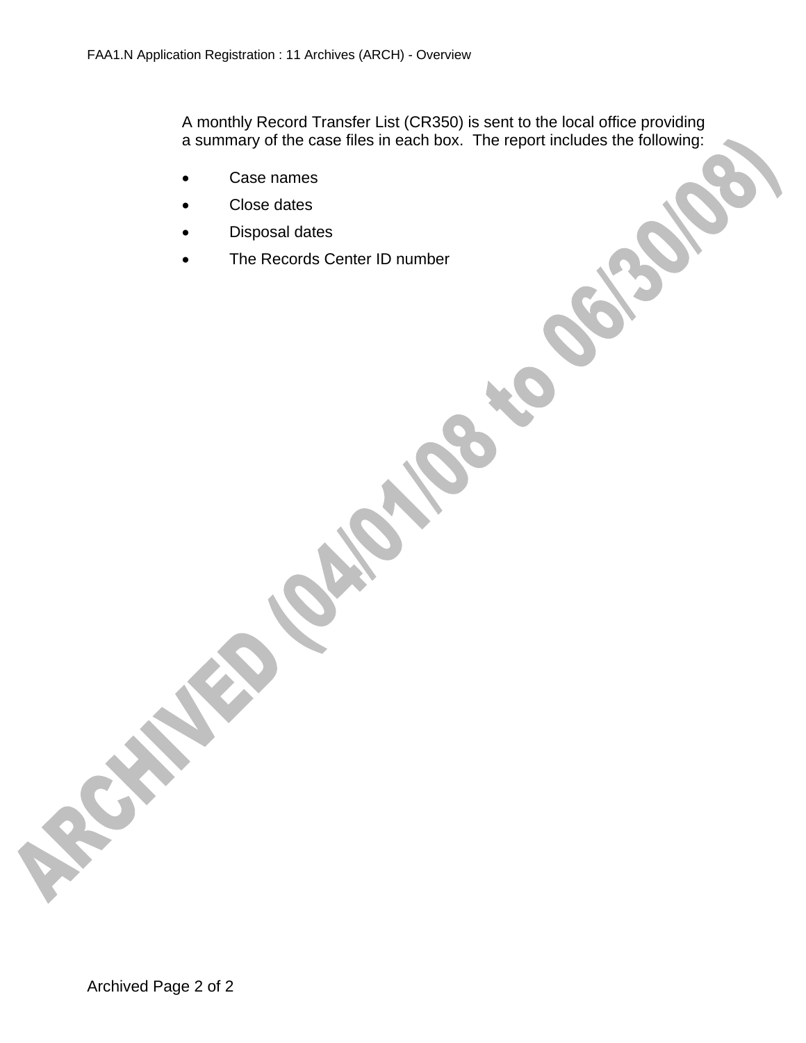A monthly Record Transfer List (CR350) is sent to the local office providing a summary of the case files in each box. The report includes the following:

- Case names
- Close dates
- Disposal dates
- The Records Center ID number